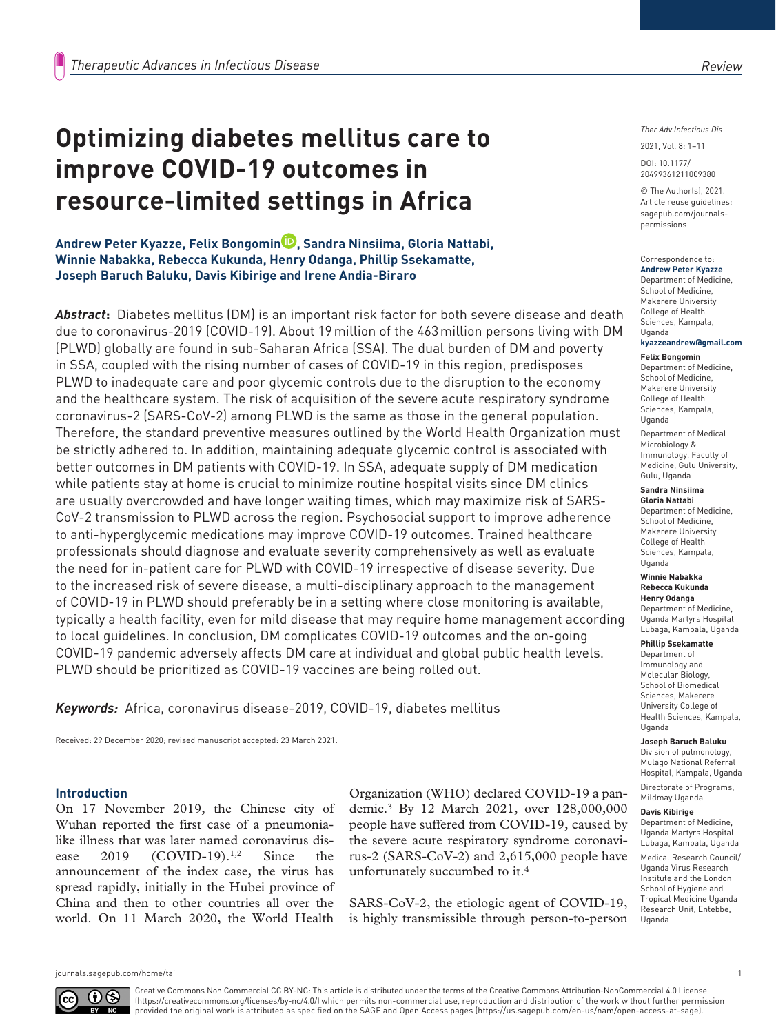# Optimizing diabetes mellitus care to improve COVID-19 outcomes in resource-limited settings in Africa

**Andrew Peter Kyazze, Felix Bongomin, Sandra Ninsiima, Gloria Nattabi, Winnie Nabakka, Rebecca Kukunda, Henry Odanga, Phillip Ssekamatte, Joseph Baruch Baluku, Davis Kibirige and Irene Andia-Biraro**

***Abstract*:** Diabetes mellitus (DM) is an important risk factor for both severe disease and death due to coronavirus-2019 (COVID-19). About 19 million of the 463 million persons living with DM (PLWD) globally are found in sub-Saharan Africa (SSA). The dual burden of DM and poverty in SSA, coupled with the rising number of cases of COVID-19 in this region, predisposes PLWD to inadequate care and poor glycemic controls due to the disruption to the economy and the healthcare system. The risk of acquisition of the severe acute respiratory syndrome coronavirus-2 (SARS-CoV-2) among PLWD is the same as those in the general population. Therefore, the standard preventive measures outlined by the World Health Organization must be strictly adhered to. In addition, maintaining adequate glycemic control is associated with better outcomes in DM patients with COVID-19. In SSA, adequate supply of DM medication while patients stay at home is crucial to minimize routine hospital visits since DM clinics are usually overcrowded and have longer waiting times, which may maximize risk of SARS-CoV-2 transmission to PLWD across the region. Psychosocial support to improve adherence to anti-hyperglycemic medications may improve COVID-19 outcomes. Trained healthcare professionals should diagnose and evaluate severity comprehensively as well as evaluate the need for in-patient care for PLWD with COVID-19 irrespective of disease severity. Due to the increased risk of severe disease, a multi-disciplinary approach to the management of COVID-19 in PLWD should preferably be in a setting where close monitoring is available, typically a health facility, even for mild disease that may require home management according to local guidelines. In conclusion, DM complicates COVID-19 outcomes and the on-going COVID-19 pandemic adversely affects DM care at individual and global public health levels. PLWD should be prioritized as COVID-19 vaccines are being rolled out.

***Keywords*:** Africa, coronavirus disease-2019, COVID-19, diabetes mellitus

Received: 29 December 2020; revised manuscript accepted: 23 March 2021.

Ther Adv Infectious Dis

2021, Vol. 8: 1–11

DOI: 10.1177/20499361211009380

© The Author(s), 2021. Article reuse guidelines: sagepub.com/journals-permissions

Correspondence to:
**Andrew Peter Kyazze**
Department of Medicine, School of Medicine, Makerere University College of Health Sciences, Kampala, Uganda
**kyazzeandrew@gmail.com**

**Felix Bongomin**
Department of Medicine, School of Medicine, Makerere University College of Health Sciences, Kampala, Uganda

Department of Medical Microbiology & Immunology, Faculty of Medicine, Gulu University, Gulu, Uganda

**Sandra Ninsiima**
**Gloria Nattabi**
Department of Medicine, School of Medicine, Makerere University College of Health Sciences, Kampala, Uganda

**Winnie Nabakka**
**Rebecca Kukunda**
**Henry Odanga**
Department of Medicine, Uganda Martyrs Hospital Lubaga, Kampala, Uganda

**Phillip Ssekamatte**
Department of Immunology and Molecular Biology, School of Biomedical Sciences, Makerere University College of Health Sciences, Kampala, Uganda

**Joseph Baruch Baluku**
Division of pulmonology, Mulago National Referral Hospital, Kampala, Uganda

Directorate of Programs, Mildmay Uganda

**Davis Kibirige**
Department of Medicine, Uganda Martyrs Hospital Lubaga, Kampala, Uganda

Medical Research Council/Uganda Virus Research Institute and the London School of Hygiene and Tropical Medicine Uganda Research Unit, Entebbe, Uganda

## Introduction

On 17 November 2019, the Chinese city of Wuhan reported the first case of a pneumonia-like illness that was later named coronavirus disease 2019 (COVID-19).[1,2] Since the announcement of the index case, the virus has spread rapidly, initially in the Hubei province of China and then to other countries all over the world. On 11 March 2020, the World Health Organization (WHO) declared COVID-19 a pandemic.[3] By 12 March 2021, over 128,000,000 people have suffered from COVID-19, caused by the severe acute respiratory syndrome coronavirus-2 (SARS-CoV-2) and 2,615,000 people have unfortunately succumbed to it.[4]

SARS-CoV-2, the etiologic agent of COVID-19, is highly transmissible through person-to-person

Creative Commons Non Commercial CC BY-NC: This article is distributed under the terms of the Creative Commons Attribution-NonCommercial 4.0 License (https://creativecommons.org/licenses/by-nc/4.0/) which permits non-commercial use, reproduction and distribution of the work without further permission provided the original work is attributed as specified on the SAGE and Open Access pages (https://us.sagepub.com/en-us/nam/open-access-at-sage).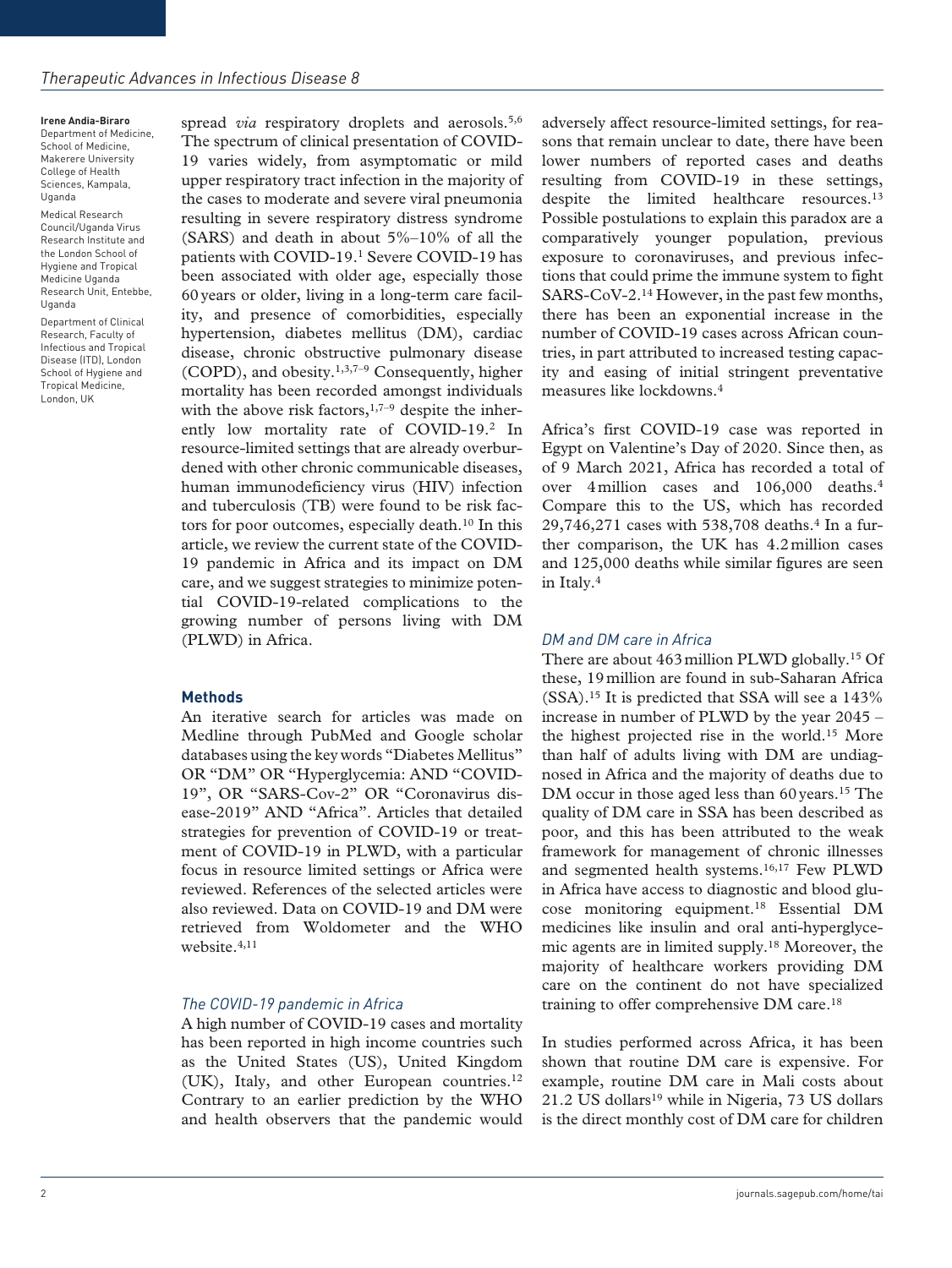**Irene Andia-Biraro**
Department of Medicine, School of Medicine, Makerere University College of Health Sciences, Kampala, Uganda

Medical Research Council/Uganda Virus Research Institute and the London School of Hygiene and Tropical Medicine Uganda Research Unit, Entebbe, Uganda

Department of Clinical Research, Faculty of Infectious and Tropical Disease (ITD), London School of Hygiene and Tropical Medicine, London, UK

spread *via* respiratory droplets and aerosols.[5,6] The spectrum of clinical presentation of COVID-19 varies widely, from asymptomatic or mild upper respiratory tract infection in the majority of the cases to moderate and severe viral pneumonia resulting in severe respiratory distress syndrome (SARS) and death in about 5%–10% of all the patients with COVID-19.[1] Severe COVID-19 has been associated with older age, especially those 60 years or older, living in a long-term care facility, and presence of comorbidities, especially hypertension, diabetes mellitus (DM), cardiac disease, chronic obstructive pulmonary disease (COPD), and obesity.[1,3,7–9] Consequently, higher mortality has been recorded amongst individuals with the above risk factors,[1,7–9] despite the inherently low mortality rate of COVID-19.[2] In resource-limited settings that are already overburdened with other chronic communicable diseases, human immunodeficiency virus (HIV) infection and tuberculosis (TB) were found to be risk factors for poor outcomes, especially death.[10] In this article, we review the current state of the COVID-19 pandemic in Africa and its impact on DM care, and we suggest strategies to minimize potential COVID-19-related complications to the growing number of persons living with DM (PLWD) in Africa.

## Methods

An iterative search for articles was made on Medline through PubMed and Google scholar databases using the key words "Diabetes Mellitus" OR "DM" OR "Hyperglycemia: AND "COVID-19", OR "SARS-Cov-2" OR "Coronavirus disease-2019" AND "Africa". Articles that detailed strategies for prevention of COVID-19 or treatment of COVID-19 in PLWD, with a particular focus in resource limited settings or Africa were reviewed. References of the selected articles were also reviewed. Data on COVID-19 and DM were retrieved from Woldometer and the WHO website.[4,11]

### *The COVID-19 pandemic in Africa*

A high number of COVID-19 cases and mortality has been reported in high income countries such as the United States (US), United Kingdom (UK), Italy, and other European countries.[12] Contrary to an earlier prediction by the WHO and health observers that the pandemic would adversely affect resource-limited settings, for reasons that remain unclear to date, there have been lower numbers of reported cases and deaths resulting from COVID-19 in these settings, despite the limited healthcare resources.[13] Possible postulations to explain this paradox are a comparatively younger population, previous exposure to coronaviruses, and previous infections that could prime the immune system to fight SARS-CoV-2.[14] However, in the past few months, there has been an exponential increase in the number of COVID-19 cases across African countries, in part attributed to increased testing capacity and easing of initial stringent preventative measures like lockdowns.[4]

Africa's first COVID-19 case was reported in Egypt on Valentine's Day of 2020. Since then, as of 9 March 2021, Africa has recorded a total of over 4 million cases and 106,000 deaths.[4] Compare this to the US, which has recorded 29,746,271 cases with 538,708 deaths.[4] In a further comparison, the UK has 4.2 million cases and 125,000 deaths while similar figures are seen in Italy.[4]

### *DM and DM care in Africa*

There are about 463 million PLWD globally.[15] Of these, 19 million are found in sub-Saharan Africa (SSA).[15] It is predicted that SSA will see a 143% increase in number of PLWD by the year 2045 – the highest projected rise in the world.[15] More than half of adults living with DM are undiagnosed in Africa and the majority of deaths due to DM occur in those aged less than 60 years.[15] The quality of DM care in SSA has been described as poor, and this has been attributed to the weak framework for management of chronic illnesses and segmented health systems.[16,17] Few PLWD in Africa have access to diagnostic and blood glucose monitoring equipment.[18] Essential DM medicines like insulin and oral anti-hyperglycemic agents are in limited supply.[18] Moreover, the majority of healthcare workers providing DM care on the continent do not have specialized training to offer comprehensive DM care.[18]

In studies performed across Africa, it has been shown that routine DM care is expensive. For example, routine DM care in Mali costs about 21.2 US dollars[19] while in Nigeria, 73 US dollars is the direct monthly cost of DM care for children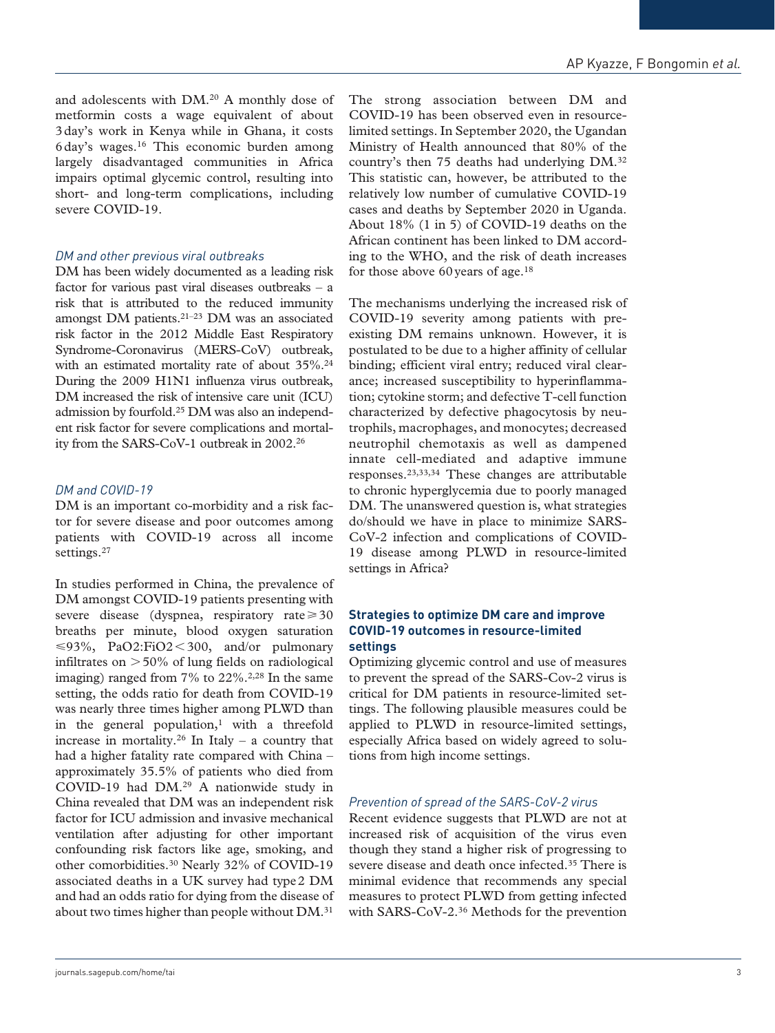and adolescents with DM.[20] A monthly dose of metformin costs a wage equivalent of about 3 day's work in Kenya while in Ghana, it costs 6 day's wages.[16] This economic burden among largely disadvantaged communities in Africa impairs optimal glycemic control, resulting into short- and long-term complications, including severe COVID-19.

### *DM and other previous viral outbreaks*

DM has been widely documented as a leading risk factor for various past viral diseases outbreaks – a risk that is attributed to the reduced immunity amongst DM patients.[21–23] DM was an associated risk factor in the 2012 Middle East Respiratory Syndrome-Coronavirus (MERS-CoV) outbreak, with an estimated mortality rate of about 35%.[24] During the 2009 H1N1 influenza virus outbreak, DM increased the risk of intensive care unit (ICU) admission by fourfold.[25] DM was also an independent risk factor for severe complications and mortality from the SARS-CoV-1 outbreak in 2002.[26]

### *DM and COVID-19*

DM is an important co-morbidity and a risk factor for severe disease and poor outcomes among patients with COVID-19 across all income settings.[27]

In studies performed in China, the prevalence of DM amongst COVID-19 patients presenting with severe disease (dyspnea, respiratory rate $\geqslant 30$ breaths per minute, blood oxygen saturation $\leqslant 93\%$, PaO2:FiO2 $< 300$, and/or pulmonary infiltrates on $> 50\%$ of lung fields on radiological imaging) ranged from 7% to 22%.[2,28] In the same setting, the odds ratio for death from COVID-19 was nearly three times higher among PLWD than in the general population,[1] with a threefold increase in mortality.[26] In Italy – a country that had a higher fatality rate compared with China – approximately 35.5% of patients who died from COVID-19 had DM.[29] A nationwide study in China revealed that DM was an independent risk factor for ICU admission and invasive mechanical ventilation after adjusting for other important confounding risk factors like age, smoking, and other comorbidities.[30] Nearly 32% of COVID-19 associated deaths in a UK survey had type 2 DM and had an odds ratio for dying from the disease of about two times higher than people without DM.[31]

The strong association between DM and COVID-19 has been observed even in resource-limited settings. In September 2020, the Ugandan Ministry of Health announced that 80% of the country's then 75 deaths had underlying DM.[32] This statistic can, however, be attributed to the relatively low number of cumulative COVID-19 cases and deaths by September 2020 in Uganda. About 18% (1 in 5) of COVID-19 deaths on the African continent has been linked to DM according to the WHO, and the risk of death increases for those above 60 years of age.[18]

The mechanisms underlying the increased risk of COVID-19 severity among patients with pre-existing DM remains unknown. However, it is postulated to be due to a higher affinity of cellular binding; efficient viral entry; reduced viral clearance; increased susceptibility to hyperinflammation; cytokine storm; and defective T-cell function characterized by defective phagocytosis by neutrophils, macrophages, and monocytes; decreased neutrophil chemotaxis as well as dampened innate cell-mediated and adaptive immune responses.[23,33,34] These changes are attributable to chronic hyperglycemia due to poorly managed DM. The unanswered question is, what strategies do/should we have in place to minimize SARS-CoV-2 infection and complications of COVID-19 disease among PLWD in resource-limited settings in Africa?

## **Strategies to optimize DM care and improve COVID-19 outcomes in resource-limited settings**

Optimizing glycemic control and use of measures to prevent the spread of the SARS-Cov-2 virus is critical for DM patients in resource-limited settings. The following plausible measures could be applied to PLWD in resource-limited settings, especially Africa based on widely agreed to solutions from high income settings.

### *Prevention of spread of the SARS-CoV-2 virus*

Recent evidence suggests that PLWD are not at increased risk of acquisition of the virus even though they stand a higher risk of progressing to severe disease and death once infected.[35] There is minimal evidence that recommends any special measures to protect PLWD from getting infected with SARS-CoV-2.[36] Methods for the prevention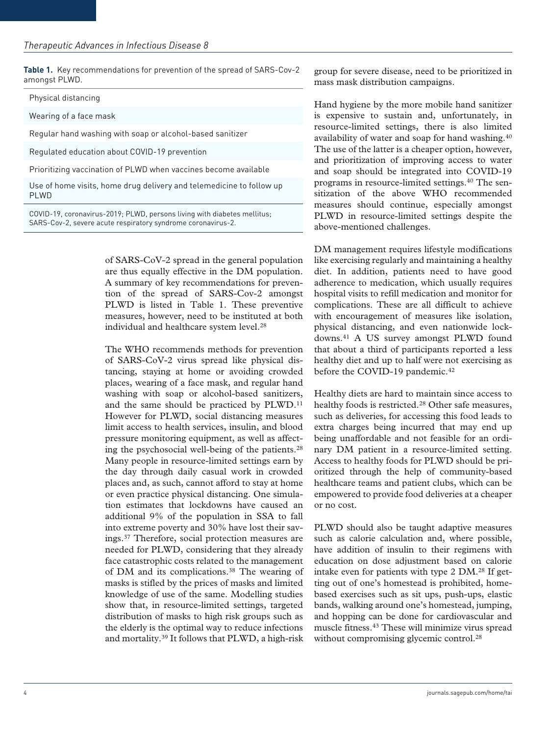**Table 1.** Key recommendations for prevention of the spread of SARS-Cov-2 amongst PLWD.

| |
|---|
| Physical distancing |
| Wearing of a face mask |
| Regular hand washing with soap or alcohol-based sanitizer |
| Regulated education about COVID-19 prevention |
| Prioritizing vaccination of PLWD when vaccines become available |
| Use of home visits, home drug delivery and telemedicine to follow up PLWD |

COVID-19, coronavirus-2019; PLWD, persons living with diabetes mellitus; SARS-Cov-2, severe acute respiratory syndrome coronavirus-2.

of SARS-CoV-2 spread in the general population are thus equally effective in the DM population. A summary of key recommendations for prevention of the spread of SARS-Cov-2 amongst PLWD is listed in Table 1. These preventive measures, however, need to be instituted at both individual and healthcare system level.[28]

The WHO recommends methods for prevention of SARS-CoV-2 virus spread like physical distancing, staying at home or avoiding crowded places, wearing of a face mask, and regular hand washing with soap or alcohol-based sanitizers, and the same should be practiced by PLWD.[11] However for PLWD, social distancing measures limit access to health services, insulin, and blood pressure monitoring equipment, as well as affecting the psychosocial well-being of the patients.[28] Many people in resource-limited settings earn by the day through daily casual work in crowded places and, as such, cannot afford to stay at home or even practice physical distancing. One simulation estimates that lockdowns have caused an additional 9% of the population in SSA to fall into extreme poverty and 30% have lost their savings.[37] Therefore, social protection measures are needed for PLWD, considering that they already face catastrophic costs related to the management of DM and its complications.[38] The wearing of masks is stifled by the prices of masks and limited knowledge of use of the same. Modelling studies show that, in resource-limited settings, targeted distribution of masks to high risk groups such as the elderly is the optimal way to reduce infections and mortality.[39] It follows that PLWD, a high-risk group for severe disease, need to be prioritized in mass mask distribution campaigns.

Hand hygiene by the more mobile hand sanitizer is expensive to sustain and, unfortunately, in resource-limited settings, there is also limited availability of water and soap for hand washing.[40] The use of the latter is a cheaper option, however, and prioritization of improving access to water and soap should be integrated into COVID-19 programs in resource-limited settings.[40] The sensitization of the above WHO recommended measures should continue, especially amongst PLWD in resource-limited settings despite the above-mentioned challenges.

DM management requires lifestyle modifications like exercising regularly and maintaining a healthy diet. In addition, patients need to have good adherence to medication, which usually requires hospital visits to refill medication and monitor for complications. These are all difficult to achieve with encouragement of measures like isolation, physical distancing, and even nationwide lockdowns.[41] A US survey amongst PLWD found that about a third of participants reported a less healthy diet and up to half were not exercising as before the COVID-19 pandemic.[42]

Healthy diets are hard to maintain since access to healthy foods is restricted.[28] Other safe measures, such as deliveries, for accessing this food leads to extra charges being incurred that may end up being unaffordable and not feasible for an ordinary DM patient in a resource-limited setting. Access to healthy foods for PLWD should be prioritized through the help of community-based healthcare teams and patient clubs, which can be empowered to provide food deliveries at a cheaper or no cost.

PLWD should also be taught adaptive measures such as calorie calculation and, where possible, have addition of insulin to their regimens with education on dose adjustment based on calorie intake even for patients with type 2 DM.[28] If getting out of one's homestead is prohibited, home-based exercises such as sit ups, push-ups, elastic bands, walking around one's homestead, jumping, and hopping can be done for cardiovascular and muscle fitness.[43] These will minimize virus spread without compromising glycemic control.[28]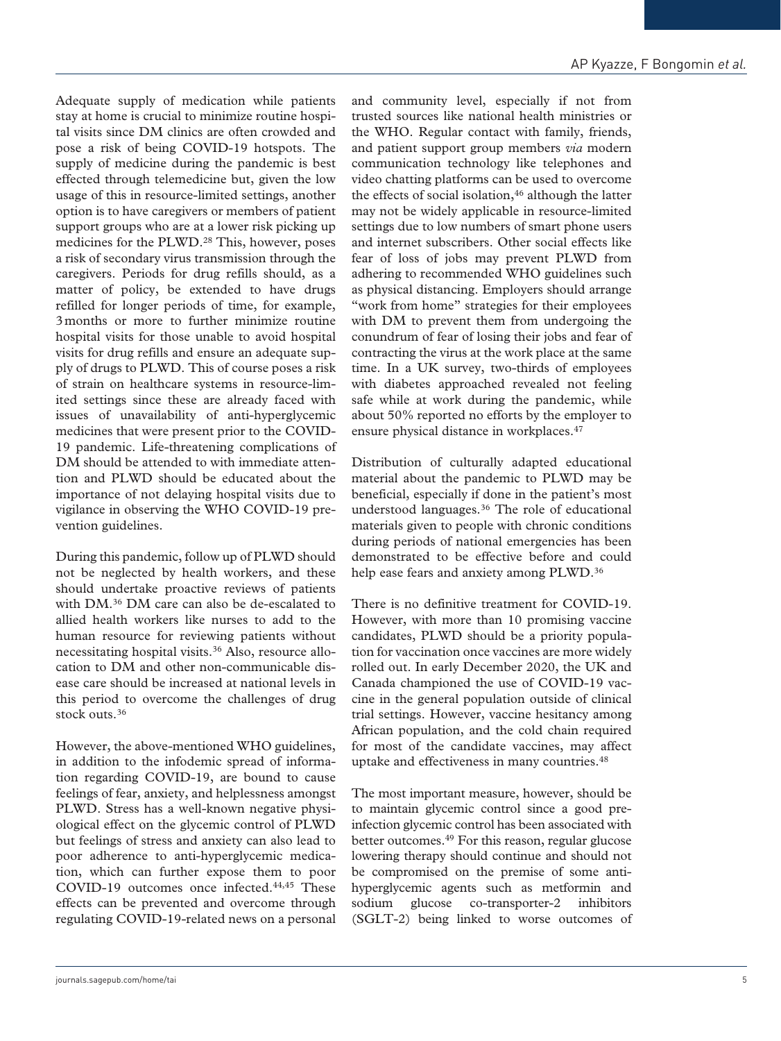Adequate supply of medication while patients stay at home is crucial to minimize routine hospital visits since DM clinics are often crowded and pose a risk of being COVID-19 hotspots. The supply of medicine during the pandemic is best effected through telemedicine but, given the low usage of this in resource-limited settings, another option is to have caregivers or members of patient support groups who are at a lower risk picking up medicines for the PLWD.[28] This, however, poses a risk of secondary virus transmission through the caregivers. Periods for drug refills should, as a matter of policy, be extended to have drugs refilled for longer periods of time, for example, 3 months or more to further minimize routine hospital visits for those unable to avoid hospital visits for drug refills and ensure an adequate supply of drugs to PLWD. This of course poses a risk of strain on healthcare systems in resource-limited settings since these are already faced with issues of unavailability of anti-hyperglycemic medicines that were present prior to the COVID-19 pandemic. Life-threatening complications of DM should be attended to with immediate attention and PLWD should be educated about the importance of not delaying hospital visits due to vigilance in observing the WHO COVID-19 prevention guidelines.

During this pandemic, follow up of PLWD should not be neglected by health workers, and these should undertake proactive reviews of patients with DM.[36] DM care can also be de-escalated to allied health workers like nurses to add to the human resource for reviewing patients without necessitating hospital visits.[36] Also, resource allocation to DM and other non-communicable disease care should be increased at national levels in this period to overcome the challenges of drug stock outs.[36]

However, the above-mentioned WHO guidelines, in addition to the infodemic spread of information regarding COVID-19, are bound to cause feelings of fear, anxiety, and helplessness amongst PLWD. Stress has a well-known negative physiological effect on the glycemic control of PLWD but feelings of stress and anxiety can also lead to poor adherence to anti-hyperglycemic medication, which can further expose them to poor COVID-19 outcomes once infected.[44,45] These effects can be prevented and overcome through regulating COVID-19-related news on a personal and community level, especially if not from trusted sources like national health ministries or the WHO. Regular contact with family, friends, and patient support group members *via* modern communication technology like telephones and video chatting platforms can be used to overcome the effects of social isolation,[46] although the latter may not be widely applicable in resource-limited settings due to low numbers of smart phone users and internet subscribers. Other social effects like fear of loss of jobs may prevent PLWD from adhering to recommended WHO guidelines such as physical distancing. Employers should arrange "work from home" strategies for their employees with DM to prevent them from undergoing the conundrum of fear of losing their jobs and fear of contracting the virus at the work place at the same time. In a UK survey, two-thirds of employees with diabetes approached revealed not feeling safe while at work during the pandemic, while about 50% reported no efforts by the employer to ensure physical distance in workplaces.[47]

Distribution of culturally adapted educational material about the pandemic to PLWD may be beneficial, especially if done in the patient's most understood languages.[36] The role of educational materials given to people with chronic conditions during periods of national emergencies has been demonstrated to be effective before and could help ease fears and anxiety among PLWD.[36]

There is no definitive treatment for COVID-19. However, with more than 10 promising vaccine candidates, PLWD should be a priority population for vaccination once vaccines are more widely rolled out. In early December 2020, the UK and Canada championed the use of COVID-19 vaccine in the general population outside of clinical trial settings. However, vaccine hesitancy among African population, and the cold chain required for most of the candidate vaccines, may affect uptake and effectiveness in many countries.[48]

The most important measure, however, should be to maintain glycemic control since a good pre-infection glycemic control has been associated with better outcomes.[49] For this reason, regular glucose lowering therapy should continue and should not be compromised on the premise of some anti-hyperglycemic agents such as metformin and sodium glucose co-transporter-2 inhibitors (SGLT-2) being linked to worse outcomes of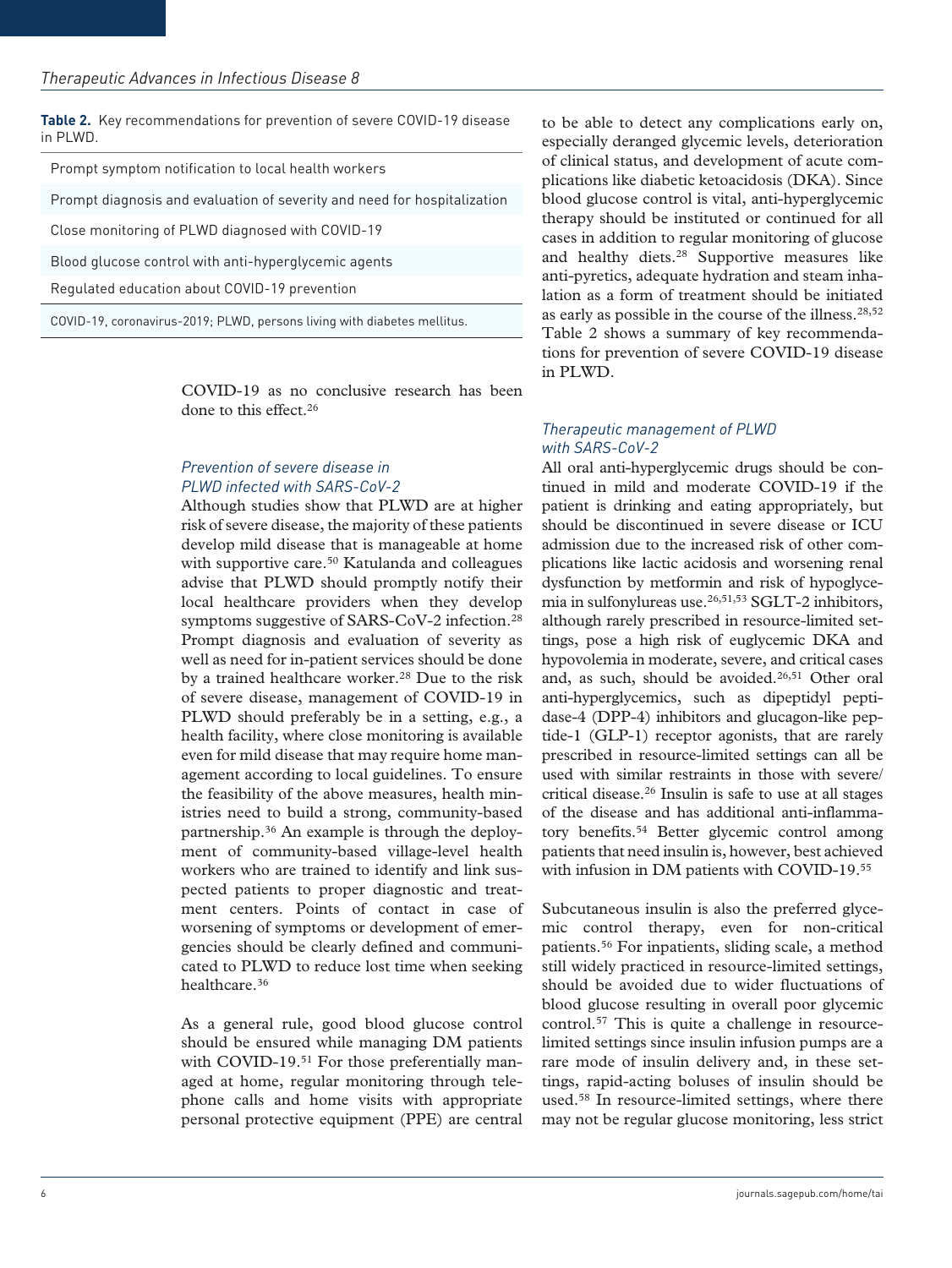**Table 2.** Key recommendations for prevention of severe COVID-19 disease in PLWD.

| Prompt symptom notification to local health workers |
|---|
| Prompt diagnosis and evaluation of severity and need for hospitalization |
| Close monitoring of PLWD diagnosed with COVID-19 |
| Blood glucose control with anti-hyperglycemic agents |
| Regulated education about COVID-19 prevention |

COVID-19, coronavirus-2019; PLWD, persons living with diabetes mellitus.

COVID-19 as no conclusive research has been done to this effect.[26]

### *Prevention of severe disease in PLWD infected with SARS-CoV-2*

Although studies show that PLWD are at higher risk of severe disease, the majority of these patients develop mild disease that is manageable at home with supportive care.[50] Katulanda and colleagues advise that PLWD should promptly notify their local healthcare providers when they develop symptoms suggestive of SARS-CoV-2 infection.[28] Prompt diagnosis and evaluation of severity as well as need for in-patient services should be done by a trained healthcare worker.[28] Due to the risk of severe disease, management of COVID-19 in PLWD should preferably be in a setting, e.g., a health facility, where close monitoring is available even for mild disease that may require home management according to local guidelines. To ensure the feasibility of the above measures, health ministries need to build a strong, community-based partnership.[36] An example is through the deployment of community-based village-level health workers who are trained to identify and link suspected patients to proper diagnostic and treatment centers. Points of contact in case of worsening of symptoms or development of emergencies should be clearly defined and communicated to PLWD to reduce lost time when seeking healthcare.[36]

As a general rule, good blood glucose control should be ensured while managing DM patients with COVID-19.[51] For those preferentially managed at home, regular monitoring through telephone calls and home visits with appropriate personal protective equipment (PPE) are central to be able to detect any complications early on, especially deranged glycemic levels, deterioration of clinical status, and development of acute complications like diabetic ketoacidosis (DKA). Since blood glucose control is vital, anti-hyperglycemic therapy should be instituted or continued for all cases in addition to regular monitoring of glucose and healthy diets.[28] Supportive measures like anti-pyretics, adequate hydration and steam inhalation as a form of treatment should be initiated as early as possible in the course of the illness.[28,52] Table 2 shows a summary of key recommendations for prevention of severe COVID-19 disease in PLWD.

### *Therapeutic management of PLWD with SARS-CoV-2*

All oral anti-hyperglycemic drugs should be continued in mild and moderate COVID-19 if the patient is drinking and eating appropriately, but should be discontinued in severe disease or ICU admission due to the increased risk of other complications like lactic acidosis and worsening renal dysfunction by metformin and risk of hypoglycemia in sulfonylureas use.[26,51,53] SGLT-2 inhibitors, although rarely prescribed in resource-limited settings, pose a high risk of euglycemic DKA and hypovolemia in moderate, severe, and critical cases and, as such, should be avoided.[26,51] Other oral anti-hyperglycemics, such as dipeptidyl peptidase-4 (DPP-4) inhibitors and glucagon-like peptide-1 (GLP-1) receptor agonists, that are rarely prescribed in resource-limited settings can all be used with similar restraints in those with severe/critical disease.[26] Insulin is safe to use at all stages of the disease and has additional anti-inflammatory benefits.[54] Better glycemic control among patients that need insulin is, however, best achieved with infusion in DM patients with COVID-19.[55]

Subcutaneous insulin is also the preferred glycemic control therapy, even for non-critical patients.[56] For inpatients, sliding scale, a method still widely practiced in resource-limited settings, should be avoided due to wider fluctuations of blood glucose resulting in overall poor glycemic control.[57] This is quite a challenge in resource-limited settings since insulin infusion pumps are a rare mode of insulin delivery and, in these settings, rapid-acting boluses of insulin should be used.[58] In resource-limited settings, where there may not be regular glucose monitoring, less strict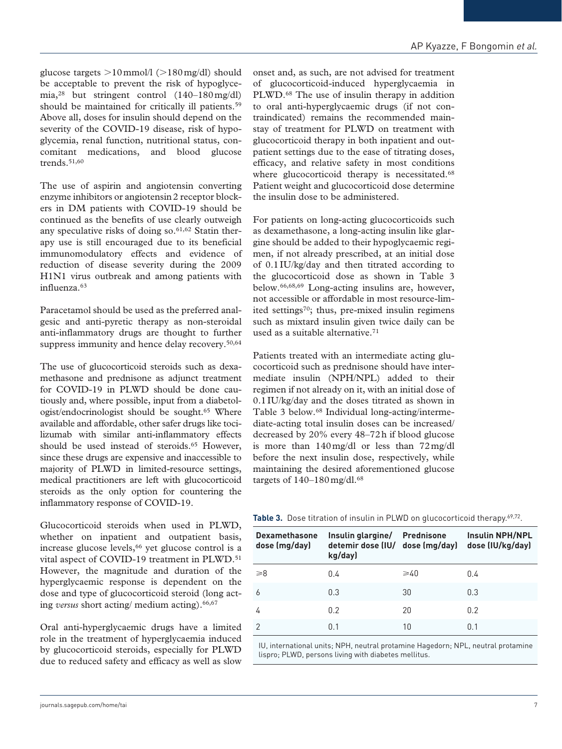glucose targets >10 mmol/l (>180 mg/dl) should be acceptable to prevent the risk of hypoglycemia,[28] but stringent control (140–180 mg/dl) should be maintained for critically ill patients.[59] Above all, doses for insulin should depend on the severity of the COVID-19 disease, risk of hypoglycemia, renal function, nutritional status, concomitant medications, and blood glucose trends.[51,60]

The use of aspirin and angiotensin converting enzyme inhibitors or angiotensin 2 receptor blockers in DM patients with COVID-19 should be continued as the benefits of use clearly outweigh any speculative risks of doing so.[61,62] Statin therapy use is still encouraged due to its beneficial immunomodulatory effects and evidence of reduction of disease severity during the 2009 H1N1 virus outbreak and among patients with influenza.[63]

Paracetamol should be used as the preferred analgesic and anti-pyretic therapy as non-steroidal anti-inflammatory drugs are thought to further suppress immunity and hence delay recovery.[50,64]

The use of glucocorticoid steroids such as dexamethasone and prednisone as adjunct treatment for COVID-19 in PLWD should be done cautiously and, where possible, input from a diabetologist/endocrinologist should be sought.[65] Where available and affordable, other safer drugs like tocilizumab with similar anti-inflammatory effects should be used instead of steroids.[65] However, since these drugs are expensive and inaccessible to majority of PLWD in limited-resource settings, medical practitioners are left with glucocorticoid steroids as the only option for countering the inflammatory response of COVID-19.

Glucocorticoid steroids when used in PLWD, whether on inpatient and outpatient basis, increase glucose levels,[66] yet glucose control is a vital aspect of COVID-19 treatment in PLWD.[51] However, the magnitude and duration of the hyperglycaemic response is dependent on the dose and type of glucocorticoid steroid (long acting *versus* short acting/ medium acting).[66,67]

Oral anti-hyperglycaemic drugs have a limited role in the treatment of hyperglycaemia induced by glucocorticoid steroids, especially for PLWD due to reduced safety and efficacy as well as slow onset and, as such, are not advised for treatment of glucocorticoid-induced hyperglycaemia in PLWD.[68] The use of insulin therapy in addition to oral anti-hyperglycaemic drugs (if not contraindicated) remains the recommended mainstay of treatment for PLWD on treatment with glucocorticoid therapy in both inpatient and outpatient settings due to the ease of titrating doses, efficacy, and relative safety in most conditions where glucocorticoid therapy is necessitated.[68] Patient weight and glucocorticoid dose determine the insulin dose to be administered.

For patients on long-acting glucocorticoids such as dexamethasone, a long-acting insulin like glargine should be added to their hypoglycaemic regimen, if not already prescribed, at an initial dose of 0.1 IU/kg/day and then titrated according to the glucocorticoid dose as shown in Table 3 below.[66,68,69] Long-acting insulins are, however, not accessible or affordable in most resource-limited settings[70]; thus, pre-mixed insulin regimens such as mixtard insulin given twice daily can be used as a suitable alternative.[71]

Patients treated with an intermediate acting glucocorticoid such as prednisone should have intermediate insulin (NPH/NPL) added to their regimen if not already on it, with an initial dose of 0.1 IU/kg/day and the doses titrated as shown in Table 3 below.[68] Individual long-acting/intermediate-acting total insulin doses can be increased/decreased by 20% every 48–72 h if blood glucose is more than 140 mg/dl or less than 72 mg/dl before the next insulin dose, respectively, while maintaining the desired aforementioned glucose targets of 140–180 mg/dl.[68]

**Table 3.** Dose titration of insulin in PLWD on glucocorticoid therapy.[69,72]

| Dexamethasone dose (mg/day) | Insulin glargine/ detemir dose (IU/kg/day) | Prednisone dose (mg/day) | Insulin NPH/NPL dose (IU/kg/day) |
|---|---|---|---|
| ⩾8 | 0.4 | ⩾40 | 0.4 |
| 6 | 0.3 | 30 | 0.3 |
| 4 | 0.2 | 20 | 0.2 |
| 2 | 0.1 | 10 | 0.1 |

IU, international units; NPH, neutral protamine Hagedorn; NPL, neutral protamine lispro; PLWD, persons living with diabetes mellitus.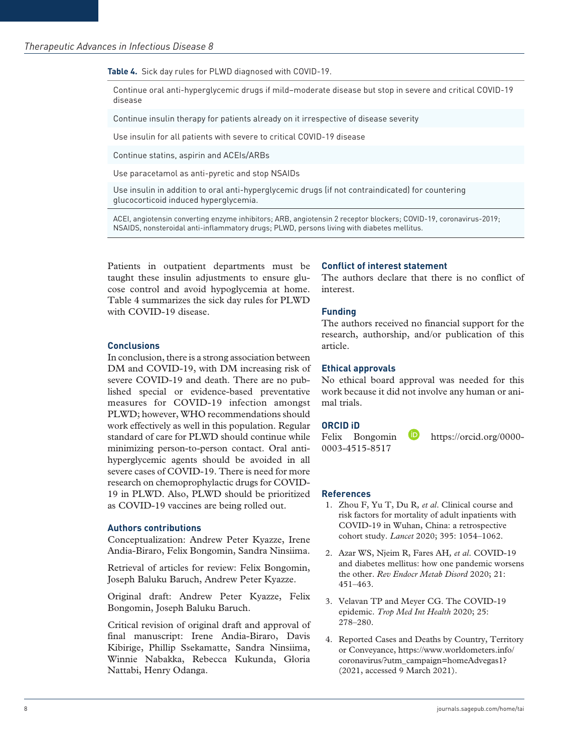**Table 4.** Sick day rules for PLWD diagnosed with COVID-19.

| |
|---|
| Continue oral anti-hyperglycemic drugs if mild–moderate disease but stop in severe and critical COVID-19 disease |
| Continue insulin therapy for patients already on it irrespective of disease severity |
| Use insulin for all patients with severe to critical COVID-19 disease |
| Continue statins, aspirin and ACEIs/ARBs |
| Use paracetamol as anti-pyretic and stop NSAIDs |
| Use insulin in addition to oral anti-hyperglycemic drugs (if not contraindicated) for countering glucocorticoid induced hyperglycemia. |

ACEI, angiotensin converting enzyme inhibitors; ARB, angiotensin 2 receptor blockers; COVID-19, coronavirus-2019; NSAIDS, nonsteroidal anti-inflammatory drugs; PLWD, persons living with diabetes mellitus.

Patients in outpatient departments must be taught these insulin adjustments to ensure glucose control and avoid hypoglycemia at home. Table 4 summarizes the sick day rules for PLWD with COVID-19 disease.

## Conclusions

In conclusion, there is a strong association between DM and COVID-19, with DM increasing risk of severe COVID-19 and death. There are no published special or evidence-based preventative measures for COVID-19 infection amongst PLWD; however, WHO recommendations should work effectively as well in this population. Regular standard of care for PLWD should continue while minimizing person-to-person contact. Oral anti-hyperglycemic agents should be avoided in all severe cases of COVID-19. There is need for more research on chemoprophylactic drugs for COVID-19 in PLWD. Also, PLWD should be prioritized as COVID-19 vaccines are being rolled out.

## Authors contributions

Conceptualization: Andrew Peter Kyazze, Irene Andia-Biraro, Felix Bongomin, Sandra Ninsiima.

Retrieval of articles for review: Felix Bongomin, Joseph Baluku Baruch, Andrew Peter Kyazze.

Original draft: Andrew Peter Kyazze, Felix Bongomin, Joseph Baluku Baruch.

Critical revision of original draft and approval of final manuscript: Irene Andia-Biraro, Davis Kibirige, Phillip Ssekamatte, Sandra Ninsiima, Winnie Nabakka, Rebecca Kukunda, Gloria Nattabi, Henry Odanga.

## Conflict of interest statement

The authors declare that there is no conflict of interest.

## Funding

The authors received no financial support for the research, authorship, and/or publication of this article.

## Ethical approvals

No ethical board approval was needed for this work because it did not involve any human or animal trials.

## ORCID iD

Felix Bongomin https://orcid.org/0000-0003-4515-8517

## References

1. Zhou F, Yu T, Du R, *et al*. Clinical course and risk factors for mortality of adult inpatients with COVID-19 in Wuhan, China: a retrospective cohort study. *Lancet* 2020; 395: 1054–1062.
2. Azar WS, Njeim R, Fares AH, *et al*. COVID-19 and diabetes mellitus: how one pandemic worsens the other. *Rev Endocr Metab Disord* 2020; 21: 451–463.
3. Velavan TP and Meyer CG. The COVID-19 epidemic. *Trop Med Int Health* 2020; 25: 278–280.
4. Reported Cases and Deaths by Country, Territory or Conveyance, https://www.worldometers.info/coronavirus/?utm_campaign=homeAdvegas1? (2021, accessed 9 March 2021).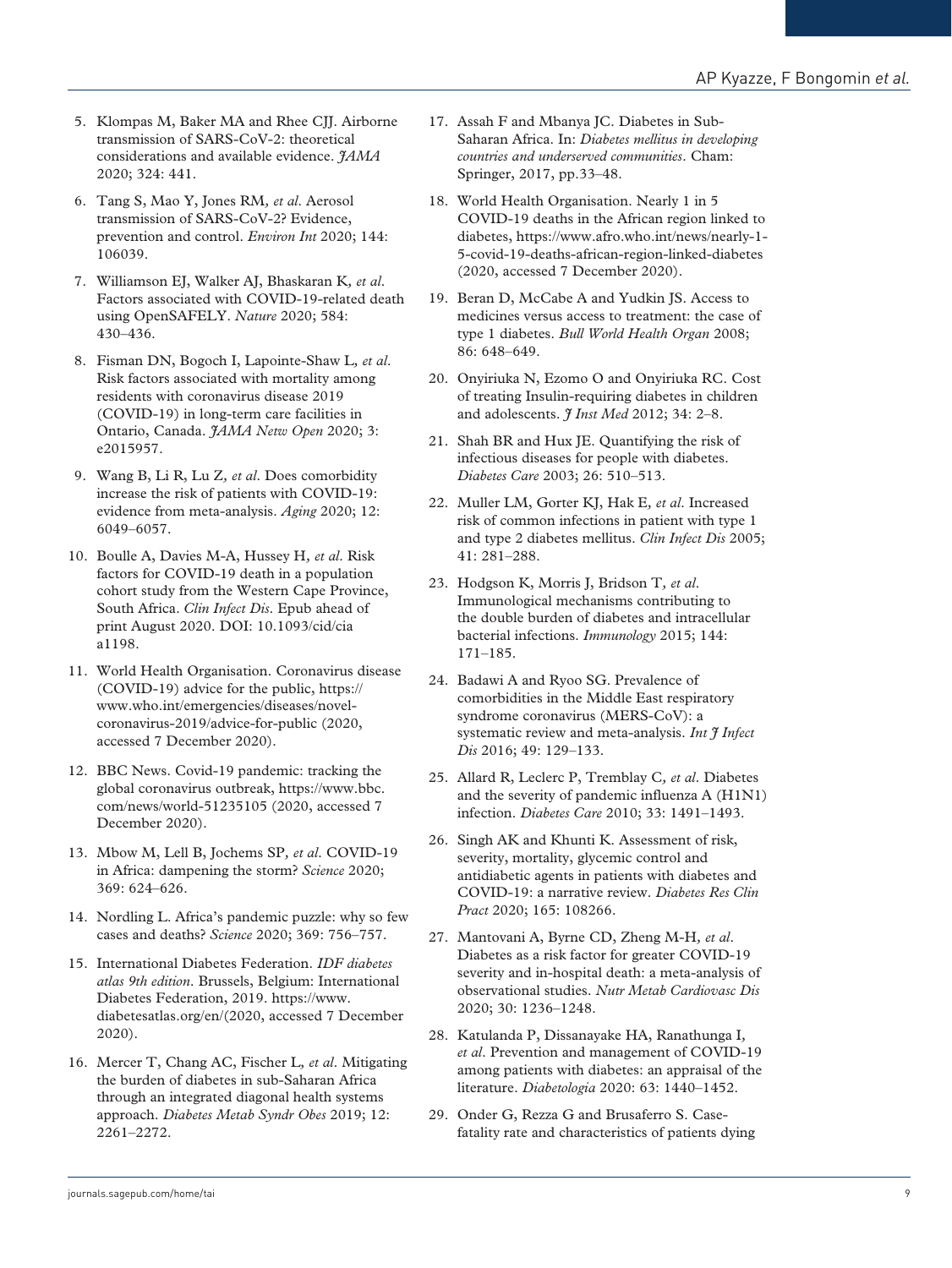5. Klompas M, Baker MA and Rhee CJJ. Airborne transmission of SARS-CoV-2: theoretical considerations and available evidence. *JAMA* 2020; 324: 441.
6. Tang S, Mao Y, Jones RM, *et al*. Aerosol transmission of SARS-CoV-2? Evidence, prevention and control. *Environ Int* 2020; 144: 106039.
7. Williamson EJ, Walker AJ, Bhaskaran K, *et al*. Factors associated with COVID-19-related death using OpenSAFELY. *Nature* 2020; 584: 430–436.
8. Fisman DN, Bogoch I, Lapointe-Shaw L, *et al*. Risk factors associated with mortality among residents with coronavirus disease 2019 (COVID-19) in long-term care facilities in Ontario, Canada. *JAMA Netw Open* 2020; 3: e2015957.
9. Wang B, Li R, Lu Z, *et al*. Does comorbidity increase the risk of patients with COVID-19: evidence from meta-analysis. *Aging* 2020; 12: 6049–6057.
10. Boulle A, Davies M-A, Hussey H, *et al*. Risk factors for COVID-19 death in a population cohort study from the Western Cape Province, South Africa. *Clin Infect Dis*. Epub ahead of print August 2020. DOI: 10.1093/cid/ciaa1198.
11. World Health Organisation. Coronavirus disease (COVID-19) advice for the public, https://www.who.int/emergencies/diseases/novel-coronavirus-2019/advice-for-public (2020, accessed 7 December 2020).
12. BBC News. Covid-19 pandemic: tracking the global coronavirus outbreak, https://www.bbc.com/news/world-51235105 (2020, accessed 7 December 2020).
13. Mbow M, Lell B, Jochems SP, *et al*. COVID-19 in Africa: dampening the storm? *Science* 2020; 369: 624–626.
14. Nordling L. Africa's pandemic puzzle: why so few cases and deaths? *Science* 2020; 369: 756–757.
15. International Diabetes Federation. *IDF diabetes atlas 9th edition*. Brussels, Belgium: International Diabetes Federation, 2019. https://www.diabetesatlas.org/en/(2020, accessed 7 December 2020).
16. Mercer T, Chang AC, Fischer L, *et al*. Mitigating the burden of diabetes in sub-Saharan Africa through an integrated diagonal health systems approach. *Diabetes Metab Syndr Obes* 2019; 12: 2261–2272.
17. Assah F and Mbanya JC. Diabetes in Sub-Saharan Africa. In: *Diabetes mellitus in developing countries and underserved communities*. Cham: Springer, 2017, pp.33–48.
18. World Health Organisation. Nearly 1 in 5 COVID-19 deaths in the African region linked to diabetes, https://www.afro.who.int/news/nearly-1-5-covid-19-deaths-african-region-linked-diabetes (2020, accessed 7 December 2020).
19. Beran D, McCabe A and Yudkin JS. Access to medicines versus access to treatment: the case of type 1 diabetes. *Bull World Health Organ* 2008; 86: 648–649.
20. Onyiriuka N, Ezomo O and Onyiriuka RC. Cost of treating Insulin-requiring diabetes in children and adolescents. *J Inst Med* 2012; 34: 2–8.
21. Shah BR and Hux JE. Quantifying the risk of infectious diseases for people with diabetes. *Diabetes Care* 2003; 26: 510–513.
22. Muller LM, Gorter KJ, Hak E, *et al*. Increased risk of common infections in patient with type 1 and type 2 diabetes mellitus. *Clin Infect Dis* 2005; 41: 281–288.
23. Hodgson K, Morris J, Bridson T, *et al*. Immunological mechanisms contributing to the double burden of diabetes and intracellular bacterial infections. *Immunology* 2015; 144: 171–185.
24. Badawi A and Ryoo SG. Prevalence of comorbidities in the Middle East respiratory syndrome coronavirus (MERS-CoV): a systematic review and meta-analysis. *Int J Infect Dis* 2016; 49: 129–133.
25. Allard R, Leclerc P, Tremblay C, *et al*. Diabetes and the severity of pandemic influenza A (H1N1) infection. *Diabetes Care* 2010; 33: 1491–1493.
26. Singh AK and Khunti K. Assessment of risk, severity, mortality, glycemic control and antidiabetic agents in patients with diabetes and COVID-19: a narrative review. *Diabetes Res Clin Pract* 2020; 165: 108266.
27. Mantovani A, Byrne CD, Zheng M-H, *et al*. Diabetes as a risk factor for greater COVID-19 severity and in-hospital death: a meta-analysis of observational studies. *Nutr Metab Cardiovasc Dis* 2020; 30: 1236–1248.
28. Katulanda P, Dissanayake HA, Ranathunga I, *et al*. Prevention and management of COVID-19 among patients with diabetes: an appraisal of the literature. *Diabetologia* 2020: 63: 1440–1452.
29. Onder G, Rezza G and Brusaferro S. Case-fatality rate and characteristics of patients dying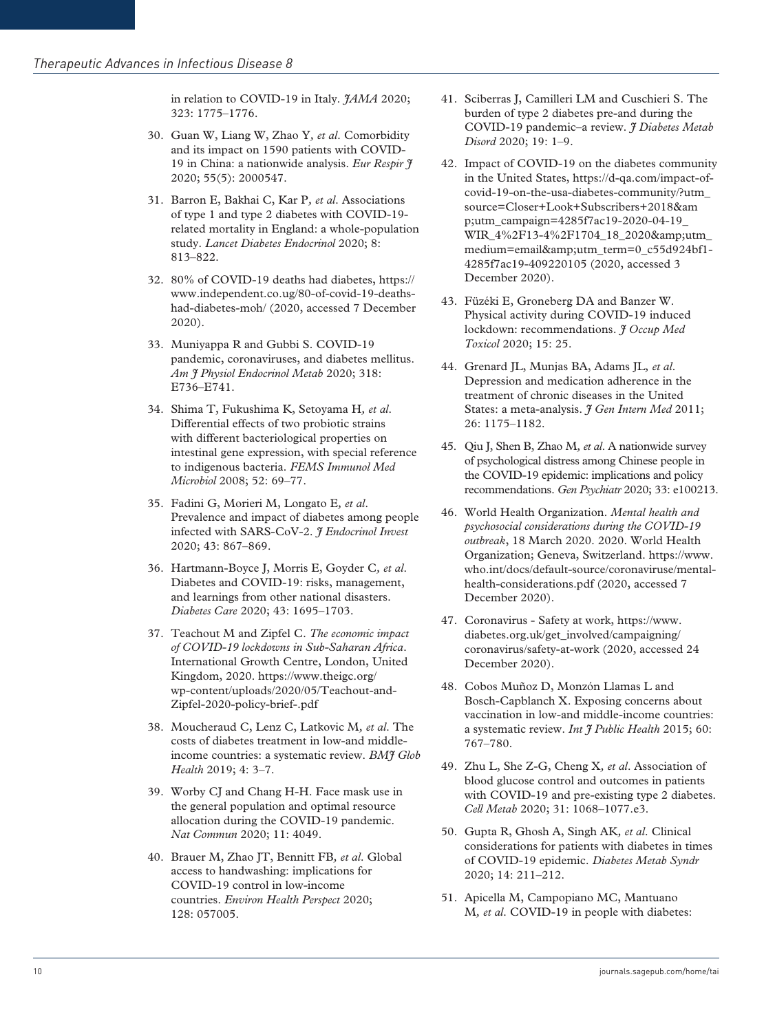in relation to COVID-19 in Italy. *JAMA* 2020; 323: 1775–1776.

30. Guan W, Liang W, Zhao Y, *et al*. Comorbidity and its impact on 1590 patients with COVID-19 in China: a nationwide analysis. *Eur Respir J* 2020; 55(5): 2000547.
31. Barron E, Bakhai C, Kar P, *et al*. Associations of type 1 and type 2 diabetes with COVID-19-related mortality in England: a whole-population study. *Lancet Diabetes Endocrinol* 2020; 8: 813–822.
32. 80% of COVID-19 deaths had diabetes, https://www.independent.co.ug/80-of-covid-19-deaths-had-diabetes-moh/ (2020, accessed 7 December 2020).
33. Muniyappa R and Gubbi S. COVID-19 pandemic, coronaviruses, and diabetes mellitus. *Am J Physiol Endocrinol Metab* 2020; 318: E736–E741.
34. Shima T, Fukushima K, Setoyama H, *et al*. Differential effects of two probiotic strains with different bacteriological properties on intestinal gene expression, with special reference to indigenous bacteria. *FEMS Immunol Med Microbiol* 2008; 52: 69–77.
35. Fadini G, Morieri M, Longato E, *et al*. Prevalence and impact of diabetes among people infected with SARS-CoV-2. *J Endocrinol Invest* 2020; 43: 867–869.
36. Hartmann-Boyce J, Morris E, Goyder C, *et al*. Diabetes and COVID-19: risks, management, and learnings from other national disasters. *Diabetes Care* 2020; 43: 1695–1703.
37. Teachout M and Zipfel C. *The economic impact of COVID-19 lockdowns in Sub-Saharan Africa*. International Growth Centre, London, United Kingdom, 2020. https://www.theigc.org/wp-content/uploads/2020/05/Teachout-and-Zipfel-2020-policy-brief-.pdf
38. Moucheraud C, Lenz C, Latkovic M, *et al*. The costs of diabetes treatment in low-and middle-income countries: a systematic review. *BMJ Glob Health* 2019; 4: 3–7.
39. Worby CJ and Chang H-H. Face mask use in the general population and optimal resource allocation during the COVID-19 pandemic. *Nat Commun* 2020; 11: 4049.
40. Brauer M, Zhao JT, Bennitt FB, *et al*. Global access to handwashing: implications for COVID-19 control in low-income countries. *Environ Health Perspect* 2020; 128: 057005.
41. Sciberras J, Camilleri LM and Cuschieri S. The burden of type 2 diabetes pre-and during the COVID-19 pandemic–a review. *J Diabetes Metab Disord* 2020; 19: 1–9.
42. Impact of COVID-19 on the diabetes community in the United States, https://d-qa.com/impact-of-covid-19-on-the-usa-diabetes-community/?utm_source=Closer+Look+Subscribers+2018&amp;utm_campaign=4285f7ac19-2020-04-19_WIR_4%2F13-4%2F1704_18_2020&amp;utm_medium=email&amp;utm_term=0_c55d924bf1-4285f7ac19-409220105 (2020, accessed 3 December 2020).
43. Füzéki E, Groneberg DA and Banzer W. Physical activity during COVID-19 induced lockdown: recommendations. *J Occup Med Toxicol* 2020; 15: 25.
44. Grenard JL, Munjas BA, Adams JL, *et al*. Depression and medication adherence in the treatment of chronic diseases in the United States: a meta-analysis. *J Gen Intern Med* 2011; 26: 1175–1182.
45. Qiu J, Shen B, Zhao M, *et al*. A nationwide survey of psychological distress among Chinese people in the COVID-19 epidemic: implications and policy recommendations. *Gen Psychiatr* 2020; 33: e100213.
46. World Health Organization. *Mental health and psychosocial considerations during the COVID-19 outbreak*, 18 March 2020. 2020. World Health Organization; Geneva, Switzerland. https://www.who.int/docs/default-source/coronaviruse/mental-health-considerations.pdf (2020, accessed 7 December 2020).
47. Coronavirus - Safety at work, https://www.diabetes.org.uk/get_involved/campaigning/coronavirus/safety-at-work (2020, accessed 24 December 2020).
48. Cobos Muñoz D, Monzón Llamas L and Bosch-Capblanch X. Exposing concerns about vaccination in low-and middle-income countries: a systematic review. *Int J Public Health* 2015; 60: 767–780.
49. Zhu L, She Z-G, Cheng X, *et al*. Association of blood glucose control and outcomes in patients with COVID-19 and pre-existing type 2 diabetes. *Cell Metab* 2020; 31: 1068–1077.e3.
50. Gupta R, Ghosh A, Singh AK, *et al*. Clinical considerations for patients with diabetes in times of COVID-19 epidemic. *Diabetes Metab Syndr* 2020; 14: 211–212.
51. Apicella M, Campopiano MC, Mantuano M, *et al*. COVID-19 in people with diabetes: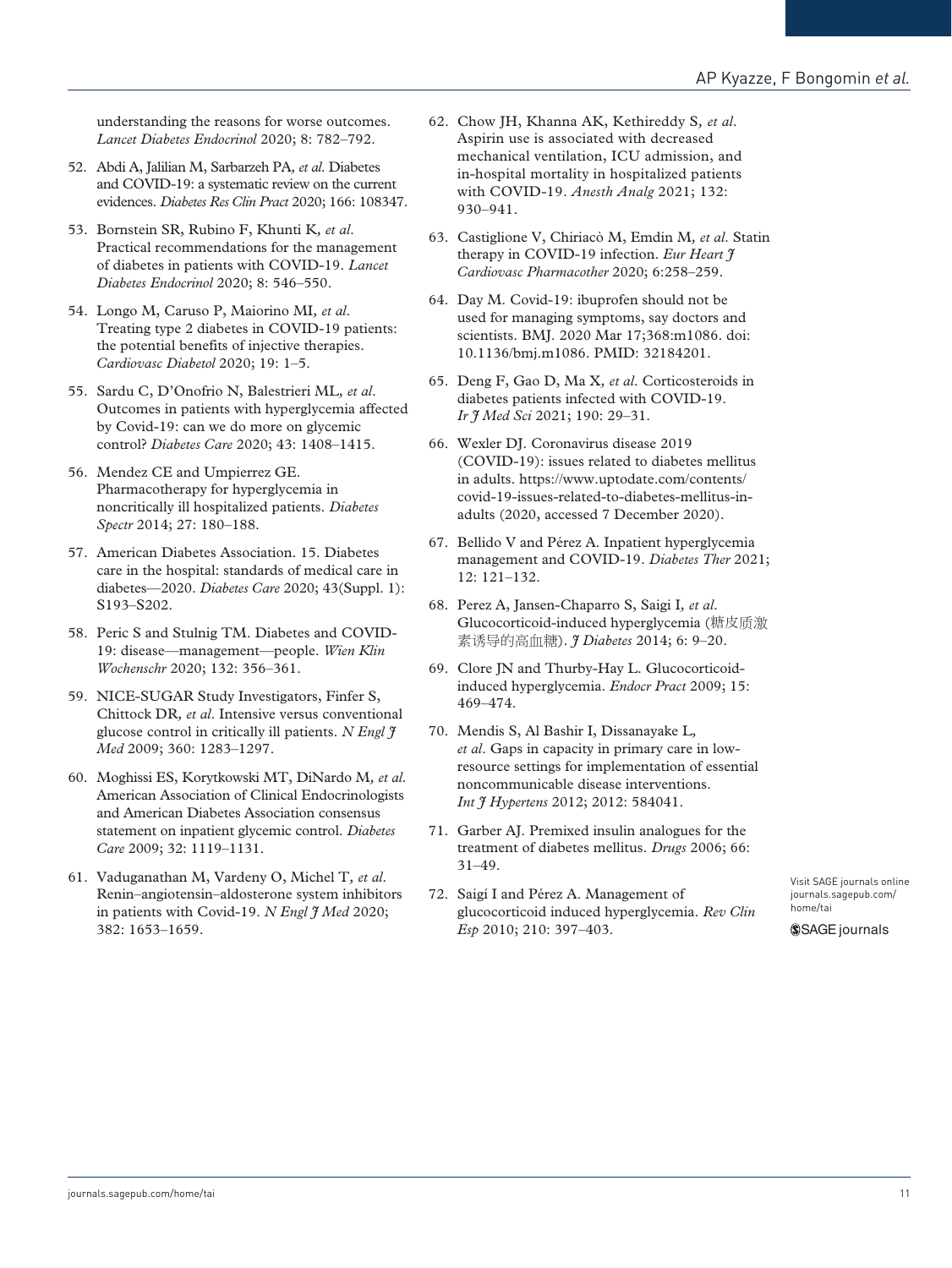understanding the reasons for worse outcomes. *Lancet Diabetes Endocrinol* 2020; 8: 782–792.

52. Abdi A, Jalilian M, Sarbarzeh PA, *et al*. Diabetes and COVID-19: a systematic review on the current evidences. *Diabetes Res Clin Pract* 2020; 166: 108347.

53. Bornstein SR, Rubino F, Khunti K, *et al*. Practical recommendations for the management of diabetes in patients with COVID-19. *Lancet Diabetes Endocrinol* 2020; 8: 546–550.

54. Longo M, Caruso P, Maiorino MI, *et al*. Treating type 2 diabetes in COVID-19 patients: the potential benefits of injective therapies. *Cardiovasc Diabetol* 2020; 19: 1–5.

55. Sardu C, D'Onofrio N, Balestrieri ML, *et al*. Outcomes in patients with hyperglycemia affected by Covid-19: can we do more on glycemic control? *Diabetes Care* 2020; 43: 1408–1415.

56. Mendez CE and Umpierrez GE. Pharmacotherapy for hyperglycemia in noncritically ill hospitalized patients. *Diabetes Spectr* 2014; 27: 180–188.

57. American Diabetes Association. 15. Diabetes care in the hospital: standards of medical care in diabetes—2020. *Diabetes Care* 2020; 43(Suppl. 1): S193–S202.

58. Peric S and Stulnig TM. Diabetes and COVID-19: disease—management—people. *Wien Klin Wochenschr* 2020; 132: 356–361.

59. NICE-SUGAR Study Investigators, Finfer S, Chittock DR, *et al*. Intensive versus conventional glucose control in critically ill patients. *N Engl J Med* 2009; 360: 1283–1297.

60. Moghissi ES, Korytkowski MT, DiNardo M, *et al*. American Association of Clinical Endocrinologists and American Diabetes Association consensus statement on inpatient glycemic control. *Diabetes Care* 2009; 32: 1119–1131.

61. Vaduganathan M, Vardeny O, Michel T, *et al*. Renin–angiotensin–aldosterone system inhibitors in patients with Covid-19. *N Engl J Med* 2020; 382: 1653–1659.

62. Chow JH, Khanna AK, Kethireddy S, *et al*. Aspirin use is associated with decreased mechanical ventilation, ICU admission, and in-hospital mortality in hospitalized patients with COVID-19. *Anesth Analg* 2021; 132: 930–941.

63. Castiglione V, Chiriacò M, Emdin M, *et al*. Statin therapy in COVID-19 infection. *Eur Heart J Cardiovasc Pharmacother* 2020; 6:258–259.

64. Day M. Covid-19: ibuprofen should not be used for managing symptoms, say doctors and scientists. BMJ. 2020 Mar 17;368:m1086. doi: 10.1136/bmj.m1086. PMID: 32184201.

65. Deng F, Gao D, Ma X, *et al*. Corticosteroids in diabetes patients infected with COVID-19. *Ir J Med Sci* 2021; 190: 29–31.

66. Wexler DJ. Coronavirus disease 2019 (COVID-19): issues related to diabetes mellitus in adults. https://www.uptodate.com/contents/covid-19-issues-related-to-diabetes-mellitus-in-adults (2020, accessed 7 December 2020).

67. Bellido V and Pérez A. Inpatient hyperglycemia management and COVID-19. *Diabetes Ther* 2021; 12: 121–132.

68. Perez A, Jansen-Chaparro S, Saigi I, *et al*. Glucocorticoid-induced hyperglycemia (糖皮质激素诱导的高血糖). *J Diabetes* 2014; 6: 9–20.

69. Clore JN and Thurby-Hay L. Glucocorticoid-induced hyperglycemia. *Endocr Pract* 2009; 15: 469–474.

70. Mendis S, Al Bashir I, Dissanayake L, *et al*. Gaps in capacity in primary care in low-resource settings for implementation of essential noncommunicable disease interventions. *Int J Hypertens* 2012; 2012: 584041.

71. Garber AJ. Premixed insulin analogues for the treatment of diabetes mellitus. *Drugs* 2006; 66: 31–49.

72. Saigi I and Pérez A. Management of glucocorticoid induced hyperglycemia. *Rev Clin Esp* 2010; 210: 397–403.

Visit SAGE journals online journals.sagepub.com/home/tai

SAGE journals